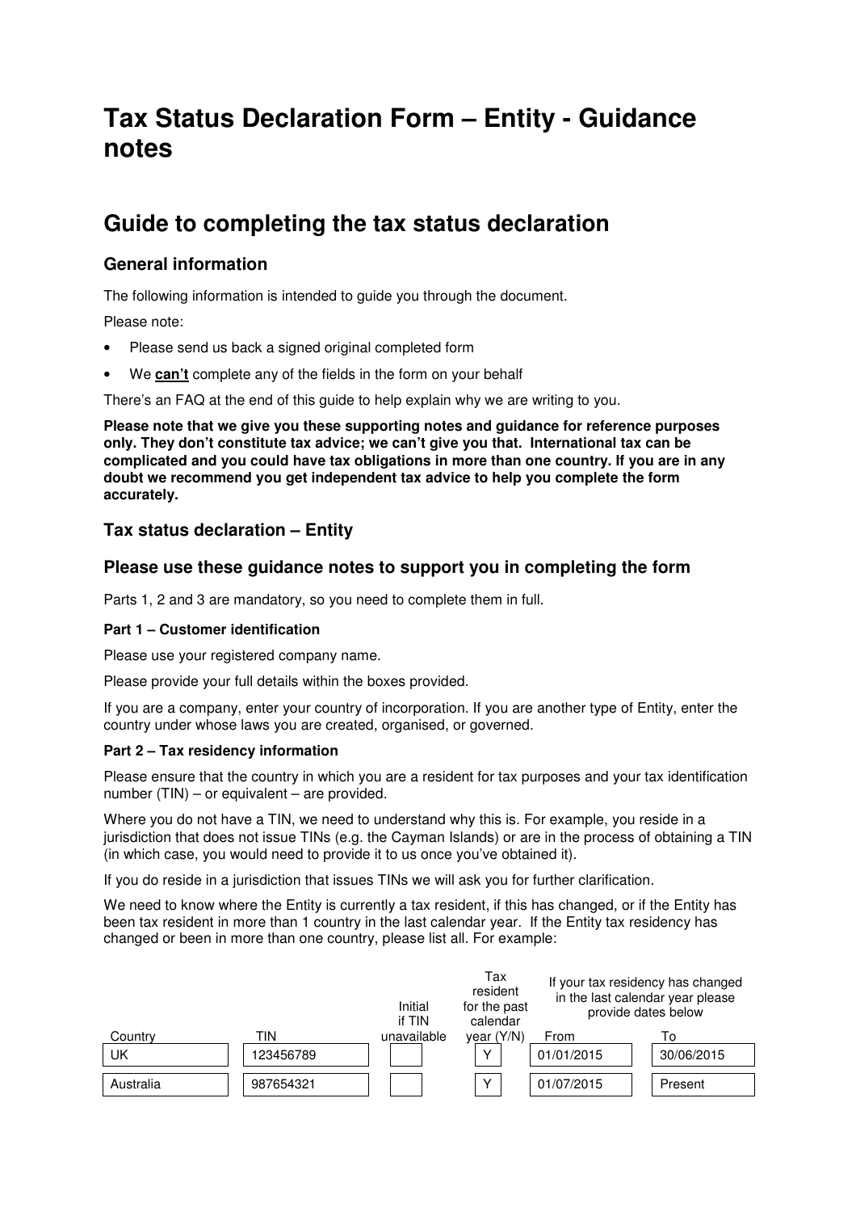# Tax Status Declaration Form – Entity - Guidance notes

## Guide to completing the tax status declaration

### General information

The following information is intended to guide you through the document.

Please note:

- Please send us back a signed original completed form
- We **can't** complete any of the fields in the form on your behalf

There's an FAQ at the end of this guide to help explain why we are writing to you.

**Please note that we give you these supporting notes and guidance for reference purposes only. They don't constitute tax advice; we can't give you that. International tax can be complicated and you could have tax obligations in more than one country. If you are in any doubt we recommend you get independent tax advice to help you complete the form accurately.**

### Tax status declaration – Entity

### Please use these guidance notes to support you in completing the form

Parts 1, 2 and 3 are mandatory, so you need to complete them in full.

**Part 1 – Customer identification**

Please use your registered company name.

Please provide your full details within the boxes provided.

If you are a company, enter your country of incorporation. If you are another type of Entity, enter the country under whose laws you are created, organised, or governed.

**Part 2 – Tax residency information**

Please ensure that the country in which you are a resident for tax purposes and your tax identification number (TIN) – or equivalent – are provided.

Where you do not have a TIN, we need to understand why this is. For example, you reside in a jurisdiction that does not issue TINs (e.g. the Cayman Islands) or are in the process of obtaining a TIN (in which case, you would need to provide it to us once you've obtained it).

If you do reside in a jurisdiction that issues TINs we will ask you for further clarification.

We need to know where the Entity is currently a tax resident, if this has changed, or if the Entity has been tax resident in more than 1 country in the last calendar year. If the Entity tax residency has changed or been in more than one country, please list all. For example:

| Country | TIN | Initial if TIN unavailable | Tax resident for the past calendar year (Y/N) | If your tax residency has changed in the last calendar year please provide dates below | |
|---|---|---|---|---|---|
| | | | | From | To |
| UK | 123456789 | | Y | 01/01/2015 | 30/06/2015 |
| Australia | 987654321 | | Y | 01/07/2015 | Present |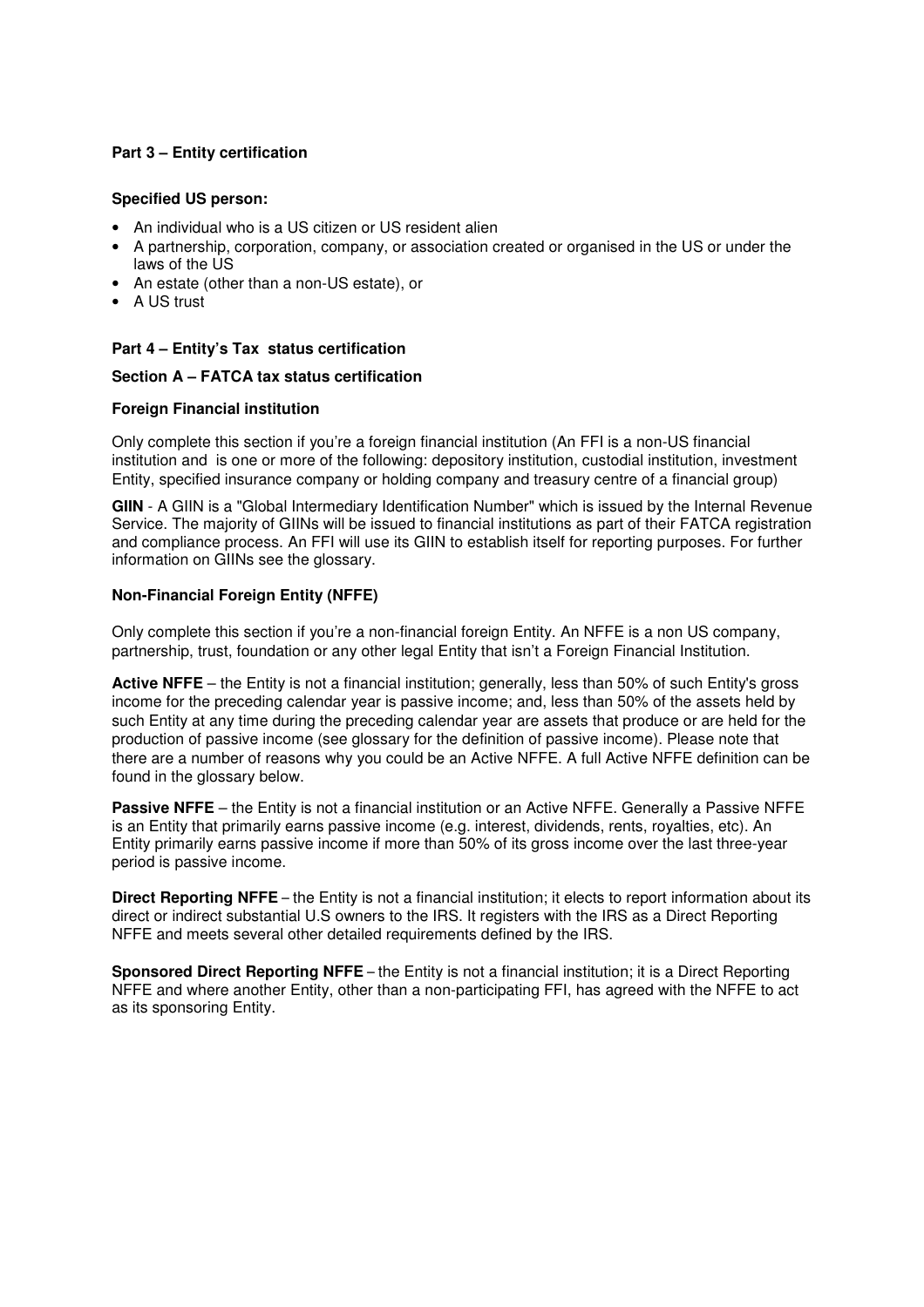## Part 3 – Entity certification

**Specified US person:**

- An individual who is a US citizen or US resident alien
- A partnership, corporation, company, or association created or organised in the US or under the laws of the US
- An estate (other than a non-US estate), or
- A US trust

## Part 4 – Entity's Tax status certification

### Section A – FATCA tax status certification

**Foreign Financial institution**

Only complete this section if you're a foreign financial institution (An FFI is a non-US financial institution and is one or more of the following: depository institution, custodial institution, investment Entity, specified insurance company or holding company and treasury centre of a financial group)

**GIIN** - A GIIN is a "Global Intermediary Identification Number" which is issued by the Internal Revenue Service. The majority of GIINs will be issued to financial institutions as part of their FATCA registration and compliance process. An FFI will use its GIIN to establish itself for reporting purposes. For further information on GIINs see the glossary.

**Non-Financial Foreign Entity (NFFE)**

Only complete this section if you're a non-financial foreign Entity. An NFFE is a non US company, partnership, trust, foundation or any other legal Entity that isn't a Foreign Financial Institution.

**Active NFFE** – the Entity is not a financial institution; generally, less than 50% of such Entity's gross income for the preceding calendar year is passive income; and, less than 50% of the assets held by such Entity at any time during the preceding calendar year are assets that produce or are held for the production of passive income (see glossary for the definition of passive income). Please note that there are a number of reasons why you could be an Active NFFE. A full Active NFFE definition can be found in the glossary below.

**Passive NFFE** – the Entity is not a financial institution or an Active NFFE. Generally a Passive NFFE is an Entity that primarily earns passive income (e.g. interest, dividends, rents, royalties, etc). An Entity primarily earns passive income if more than 50% of its gross income over the last three-year period is passive income.

**Direct Reporting NFFE** – the Entity is not a financial institution; it elects to report information about its direct or indirect substantial U.S owners to the IRS. It registers with the IRS as a Direct Reporting NFFE and meets several other detailed requirements defined by the IRS.

**Sponsored Direct Reporting NFFE** – the Entity is not a financial institution; it is a Direct Reporting NFFE and where another Entity, other than a non-participating FFI, has agreed with the NFFE to act as its sponsoring Entity.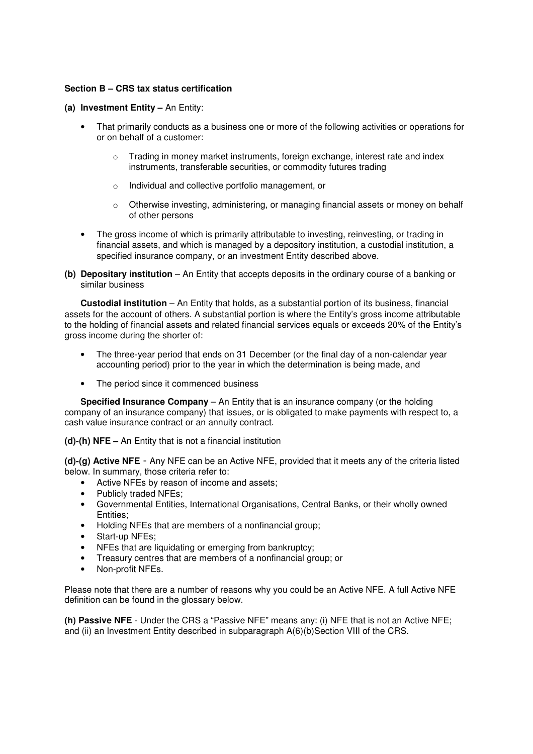**Section B – CRS tax status certification**

**(a) Investment Entity –** An Entity:

- That primarily conducts as a business one or more of the following activities or operations for or on behalf of a customer:
  - Trading in money market instruments, foreign exchange, interest rate and index instruments, transferable securities, or commodity futures trading
  - Individual and collective portfolio management, or
  - Otherwise investing, administering, or managing financial assets or money on behalf of other persons
- The gross income of which is primarily attributable to investing, reinvesting, or trading in financial assets, and which is managed by a depository institution, a custodial institution, a specified insurance company, or an investment Entity described above.

**(b) Depositary institution** – An Entity that accepts deposits in the ordinary course of a banking or similar business

**Custodial institution** – An Entity that holds, as a substantial portion of its business, financial assets for the account of others. A substantial portion is where the Entity's gross income attributable to the holding of financial assets and related financial services equals or exceeds 20% of the Entity's gross income during the shorter of:

- The three-year period that ends on 31 December (or the final day of a non-calendar year accounting period) prior to the year in which the determination is being made, and
- The period since it commenced business

**Specified Insurance Company** – An Entity that is an insurance company (or the holding company of an insurance company) that issues, or is obligated to make payments with respect to, a cash value insurance contract or an annuity contract.

**(d)-(h) NFE –** An Entity that is not a financial institution

**(d)-(g) Active NFE** - Any NFE can be an Active NFE, provided that it meets any of the criteria listed below. In summary, those criteria refer to:

- Active NFEs by reason of income and assets;
- Publicly traded NFEs;
- Governmental Entities, International Organisations, Central Banks, or their wholly owned Entities;
- Holding NFEs that are members of a nonfinancial group;
- Start-up NFEs;
- NFEs that are liquidating or emerging from bankruptcy;
- Treasury centres that are members of a nonfinancial group; or
- Non-profit NFEs.

Please note that there are a number of reasons why you could be an Active NFE. A full Active NFE definition can be found in the glossary below.

**(h) Passive NFE** - Under the CRS a "Passive NFE" means any: (i) NFE that is not an Active NFE; and (ii) an Investment Entity described in subparagraph A(6)(b)Section VIII of the CRS.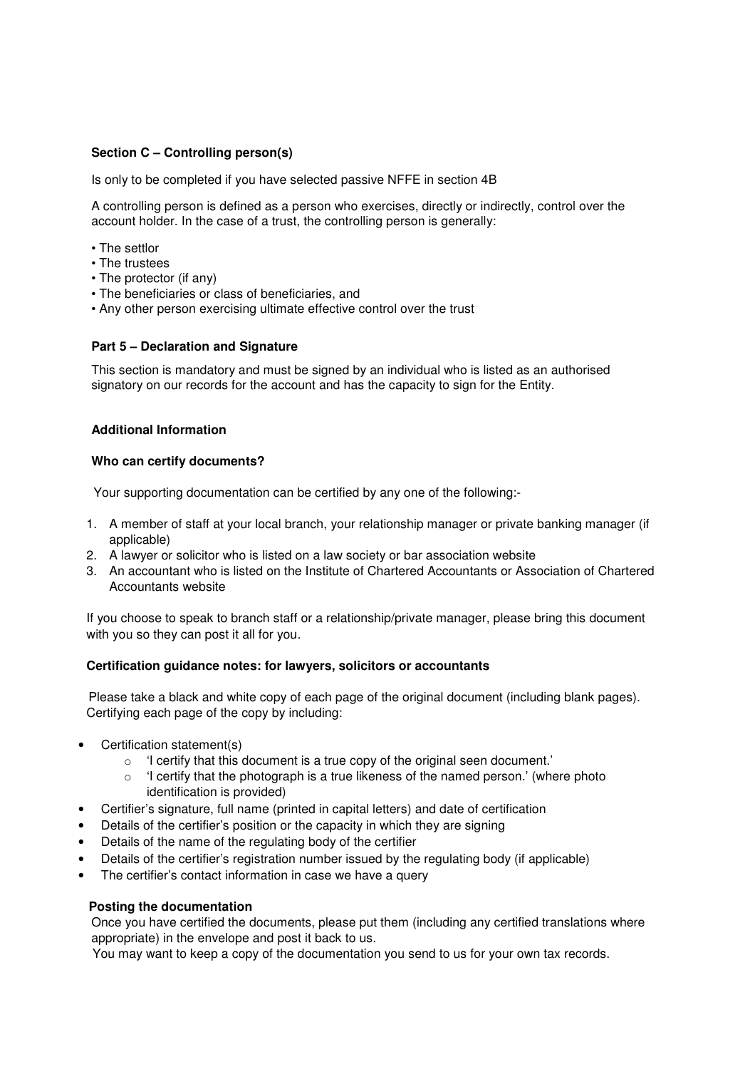### Section C – Controlling person(s)

Is only to be completed if you have selected passive NFFE in section 4B

A controlling person is defined as a person who exercises, directly or indirectly, control over the account holder. In the case of a trust, the controlling person is generally:

- The settlor
- The trustees
- The protector (if any)
- The beneficiaries or class of beneficiaries, and
- Any other person exercising ultimate effective control over the trust

### Part 5 – Declaration and Signature

This section is mandatory and must be signed by an individual who is listed as an authorised signatory on our records for the account and has the capacity to sign for the Entity.

### Additional Information

#### Who can certify documents?

Your supporting documentation can be certified by any one of the following:-

1. A member of staff at your local branch, your relationship manager or private banking manager (if applicable)
2. A lawyer or solicitor who is listed on a law society or bar association website
3. An accountant who is listed on the Institute of Chartered Accountants or Association of Chartered Accountants website

If you choose to speak to branch staff or a relationship/private manager, please bring this document with you so they can post it all for you.

#### Certification guidance notes: for lawyers, solicitors or accountants

Please take a black and white copy of each page of the original document (including blank pages). Certifying each page of the copy by including:

- Certification statement(s)
    - 'I certify that this document is a true copy of the original seen document.'
    - 'I certify that the photograph is a true likeness of the named person.' (where photo identification is provided)
- Certifier's signature, full name (printed in capital letters) and date of certification
- Details of the certifier's position or the capacity in which they are signing
- Details of the name of the regulating body of the certifier
- Details of the certifier's registration number issued by the regulating body (if applicable)
- The certifier's contact information in case we have a query

#### Posting the documentation

Once you have certified the documents, please put them (including any certified translations where appropriate) in the envelope and post it back to us.
You may want to keep a copy of the documentation you send to us for your own tax records.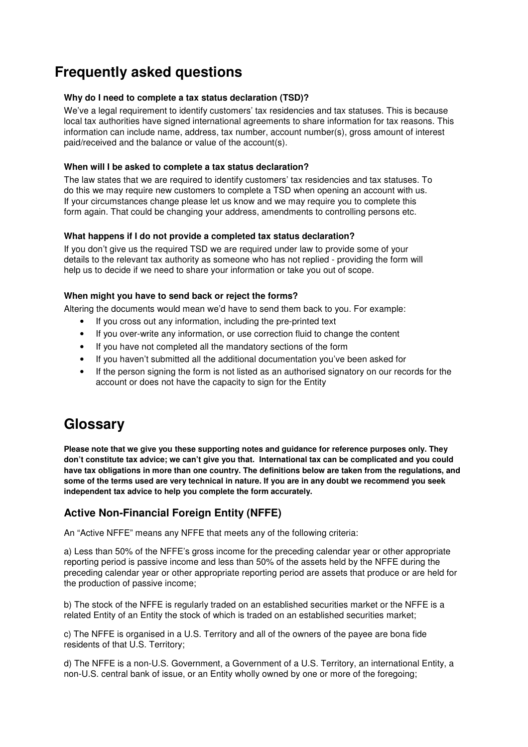# Frequently asked questions

**Why do I need to complete a tax status declaration (TSD)?**

We've a legal requirement to identify customers' tax residencies and tax statuses. This is because local tax authorities have signed international agreements to share information for tax reasons. This information can include name, address, tax number, account number(s), gross amount of interest paid/received and the balance or value of the account(s).

**When will I be asked to complete a tax status declaration?**

The law states that we are required to identify customers' tax residencies and tax statuses. To do this we may require new customers to complete a TSD when opening an account with us. If your circumstances change please let us know and we may require you to complete this form again. That could be changing your address, amendments to controlling persons etc.

**What happens if I do not provide a completed tax status declaration?**

If you don't give us the required TSD we are required under law to provide some of your details to the relevant tax authority as someone who has not replied - providing the form will help us to decide if we need to share your information or take you out of scope.

**When might you have to send back or reject the forms?**

Altering the documents would mean we'd have to send them back to you. For example:

- If you cross out any information, including the pre-printed text
- If you over-write any information, or use correction fluid to change the content
- If you have not completed all the mandatory sections of the form
- If you haven't submitted all the additional documentation you've been asked for
- If the person signing the form is not listed as an authorised signatory on our records for the account or does not have the capacity to sign for the Entity

# Glossary

**Please note that we give you these supporting notes and guidance for reference purposes only. They don't constitute tax advice; we can't give you that. International tax can be complicated and you could have tax obligations in more than one country. The definitions below are taken from the regulations, and some of the terms used are very technical in nature. If you are in any doubt we recommend you seek independent tax advice to help you complete the form accurately.**

## Active Non-Financial Foreign Entity (NFFE)

An "Active NFFE" means any NFFE that meets any of the following criteria:

a) Less than 50% of the NFFE's gross income for the preceding calendar year or other appropriate reporting period is passive income and less than 50% of the assets held by the NFFE during the preceding calendar year or other appropriate reporting period are assets that produce or are held for the production of passive income;

b) The stock of the NFFE is regularly traded on an established securities market or the NFFE is a related Entity of an Entity the stock of which is traded on an established securities market;

c) The NFFE is organised in a U.S. Territory and all of the owners of the payee are bona fide residents of that U.S. Territory;

d) The NFFE is a non-U.S. Government, a Government of a U.S. Territory, an international Entity, a non-U.S. central bank of issue, or an Entity wholly owned by one or more of the foregoing;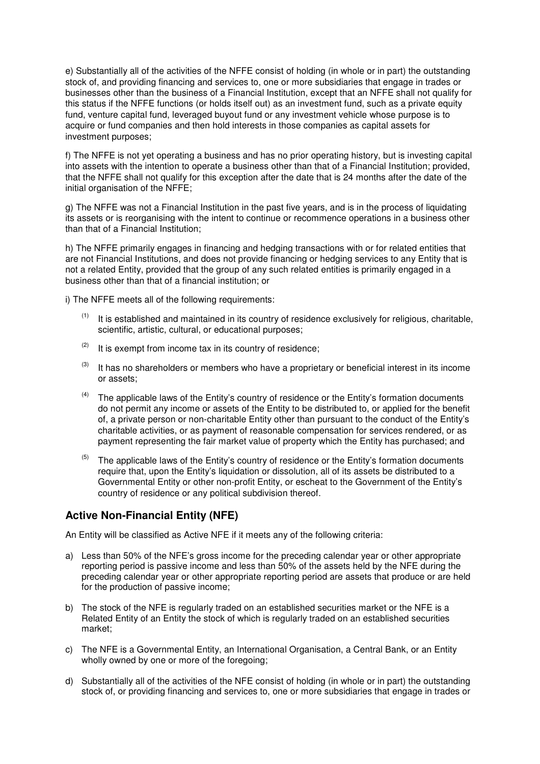e) Substantially all of the activities of the NFFE consist of holding (in whole or in part) the outstanding stock of, and providing financing and services to, one or more subsidiaries that engage in trades or businesses other than the business of a Financial Institution, except that an NFFE shall not qualify for this status if the NFFE functions (or holds itself out) as an investment fund, such as a private equity fund, venture capital fund, leveraged buyout fund or any investment vehicle whose purpose is to acquire or fund companies and then hold interests in those companies as capital assets for investment purposes;

f) The NFFE is not yet operating a business and has no prior operating history, but is investing capital into assets with the intention to operate a business other than that of a Financial Institution; provided, that the NFFE shall not qualify for this exception after the date that is 24 months after the date of the initial organisation of the NFFE;

g) The NFFE was not a Financial Institution in the past five years, and is in the process of liquidating its assets or is reorganising with the intent to continue or recommence operations in a business other than that of a Financial Institution;

h) The NFFE primarily engages in financing and hedging transactions with or for related entities that are not Financial Institutions, and does not provide financing or hedging services to any Entity that is not a related Entity, provided that the group of any such related entities is primarily engaged in a business other than that of a financial institution; or

i) The NFFE meets all of the following requirements:

(1) It is established and maintained in its country of residence exclusively for religious, charitable, scientific, artistic, cultural, or educational purposes;

(2) It is exempt from income tax in its country of residence;

(3) It has no shareholders or members who have a proprietary or beneficial interest in its income or assets;

(4) The applicable laws of the Entity's country of residence or the Entity's formation documents do not permit any income or assets of the Entity to be distributed to, or applied for the benefit of, a private person or non-charitable Entity other than pursuant to the conduct of the Entity's charitable activities, or as payment of reasonable compensation for services rendered, or as payment representing the fair market value of property which the Entity has purchased; and

(5) The applicable laws of the Entity's country of residence or the Entity's formation documents require that, upon the Entity's liquidation or dissolution, all of its assets be distributed to a Governmental Entity or other non-profit Entity, or escheat to the Government of the Entity's country of residence or any political subdivision thereof.

## Active Non-Financial Entity (NFE)

An Entity will be classified as Active NFE if it meets any of the following criteria:

a) Less than 50% of the NFE's gross income for the preceding calendar year or other appropriate reporting period is passive income and less than 50% of the assets held by the NFE during the preceding calendar year or other appropriate reporting period are assets that produce or are held for the production of passive income;

b) The stock of the NFE is regularly traded on an established securities market or the NFE is a Related Entity of an Entity the stock of which is regularly traded on an established securities market;

c) The NFE is a Governmental Entity, an International Organisation, a Central Bank, or an Entity wholly owned by one or more of the foregoing;

d) Substantially all of the activities of the NFE consist of holding (in whole or in part) the outstanding stock of, or providing financing and services to, one or more subsidiaries that engage in trades or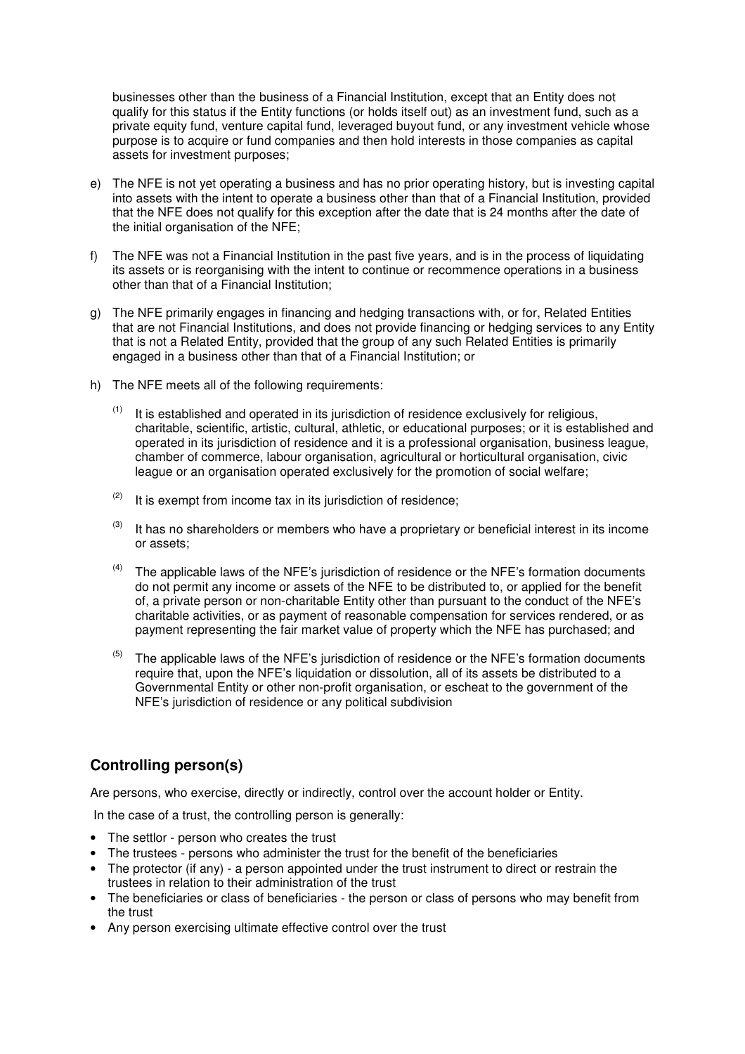businesses other than the business of a Financial Institution, except that an Entity does not qualify for this status if the Entity functions (or holds itself out) as an investment fund, such as a private equity fund, venture capital fund, leveraged buyout fund, or any investment vehicle whose purpose is to acquire or fund companies and then hold interests in those companies as capital assets for investment purposes;

e) The NFE is not yet operating a business and has no prior operating history, but is investing capital into assets with the intent to operate a business other than that of a Financial Institution, provided that the NFE does not qualify for this exception after the date that is 24 months after the date of the initial organisation of the NFE;

f) The NFE was not a Financial Institution in the past five years, and is in the process of liquidating its assets or is reorganising with the intent to continue or recommence operations in a business other than that of a Financial Institution;

g) The NFE primarily engages in financing and hedging transactions with, or for, Related Entities that are not Financial Institutions, and does not provide financing or hedging services to any Entity that is not a Related Entity, provided that the group of any such Related Entities is primarily engaged in a business other than that of a Financial Institution; or

h) The NFE meets all of the following requirements:

   (1) It is established and operated in its jurisdiction of residence exclusively for religious, charitable, scientific, artistic, cultural, athletic, or educational purposes; or it is established and operated in its jurisdiction of residence and it is a professional organisation, business league, chamber of commerce, labour organisation, agricultural or horticultural organisation, civic league or an organisation operated exclusively for the promotion of social welfare;

   (2) It is exempt from income tax in its jurisdiction of residence;

   (3) It has no shareholders or members who have a proprietary or beneficial interest in its income or assets;

   (4) The applicable laws of the NFE's jurisdiction of residence or the NFE's formation documents do not permit any income or assets of the NFE to be distributed to, or applied for the benefit of, a private person or non-charitable Entity other than pursuant to the conduct of the NFE's charitable activities, or as payment of reasonable compensation for services rendered, or as payment representing the fair market value of property which the NFE has purchased; and

   (5) The applicable laws of the NFE's jurisdiction of residence or the NFE's formation documents require that, upon the NFE's liquidation or dissolution, all of its assets be distributed to a Governmental Entity or other non-profit organisation, or escheat to the government of the NFE's jurisdiction of residence or any political subdivision

## Controlling person(s)

Are persons, who exercise, directly or indirectly, control over the account holder or Entity.

In the case of a trust, the controlling person is generally:

- The settlor - person who creates the trust
- The trustees - persons who administer the trust for the benefit of the beneficiaries
- The protector (if any) - a person appointed under the trust instrument to direct or restrain the trustees in relation to their administration of the trust
- The beneficiaries or class of beneficiaries - the person or class of persons who may benefit from the trust
- Any person exercising ultimate effective control over the trust